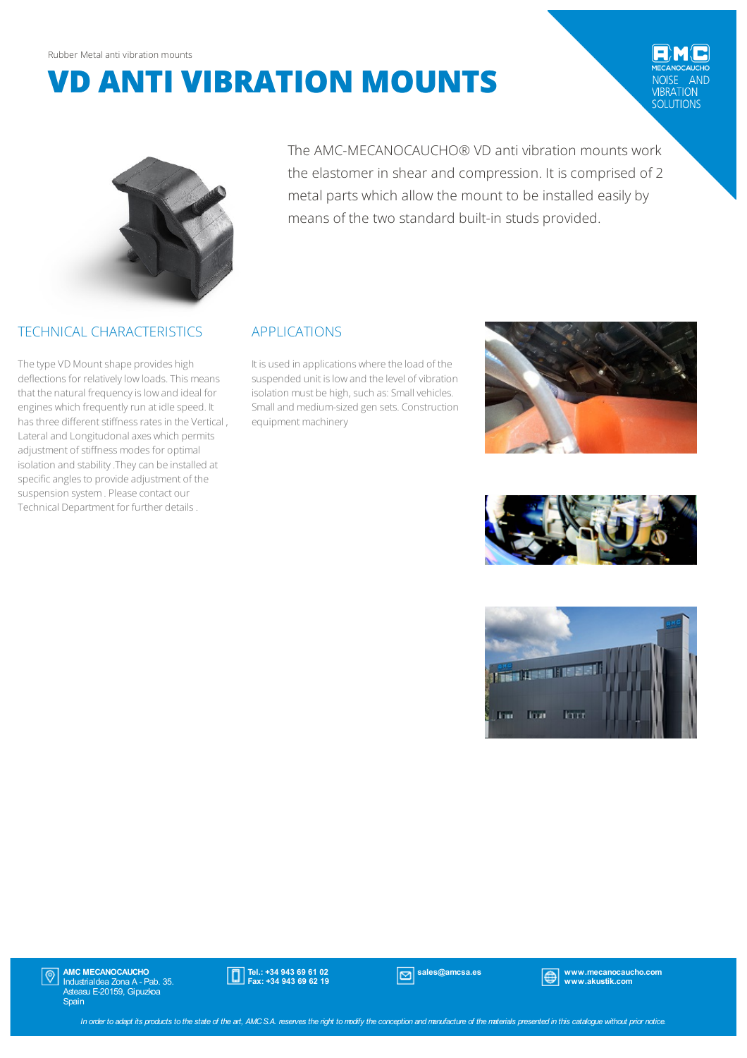Rubber Metal anti vibration mounts

# VD ANTI VIBRATION MOUNTS

The AMC-MECANOCAUCHO® VD anti vibration mounts work the elastomer in shear and compression. It is comprised of 2 metal parts which allow the mount to be installed easily by means of the two standard built-in studs provided.

## TECHNICAL CHARACTERISTICS

The type VD Mount shape provides high deflections for relatively low loads. This means that the natural frequency is low and ideal for engines which frequently run at idle speed. It has three different stiffness rates in the Vertical , Lateral and Longitudonal axes which permits adjustment of stiffness modes for optimal isolation and stability .They can be installed at specific angles to provide adjustment of the suspension system . Please contact our Technical Department for further details .

## APPLICATIONS

It is used in applications where the load of the suspended unit is low and the level of vibration isolation must be high, such as: Small vehicles. Small and medium-sized gen sets. Construction equipment machinery

**AMC MECANOCAUCHO**
Industrialdea Zona A - Pab. 35.
Asteasu E-20159, Gipuzkoa
Spain

**Tel.: +34 943 69 61 02**
**Fax: +34 943 69 62 19**

**sales@amcsa.es**

**www.mecanocaucho.com**
**www.akustik.com**

*In order to adapt its products to the state of the art, AMC S.A. reserves the right to modify the conception and manufacture of the materials presented in this catalogue without prior notice.*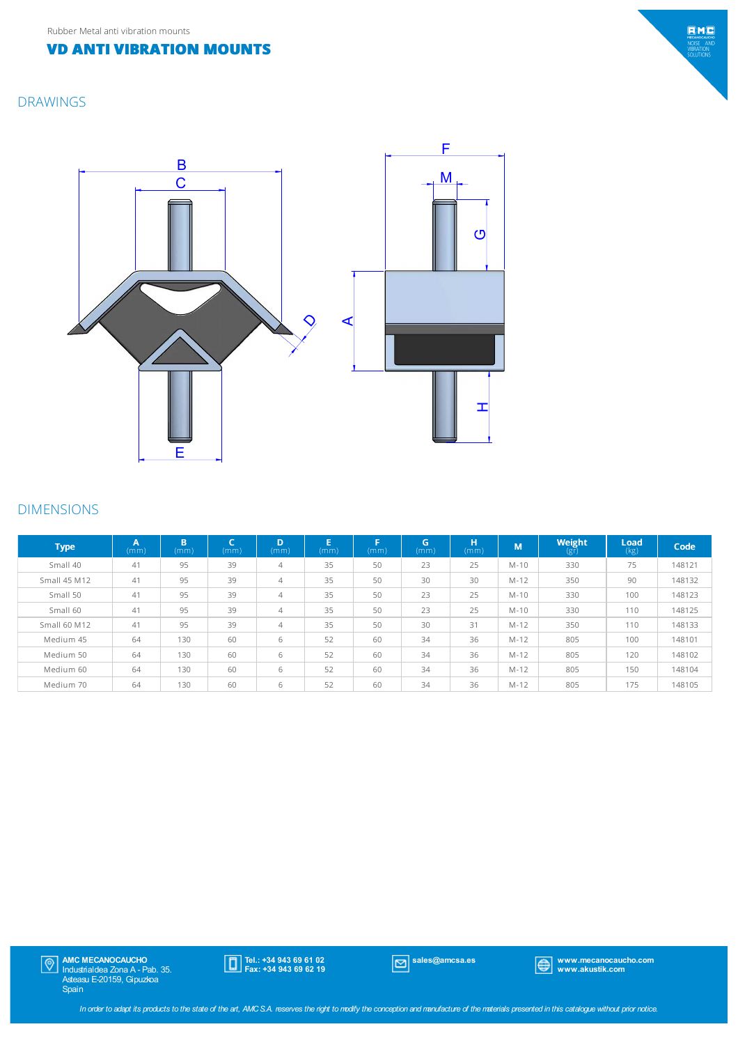Rubber Metal anti vibration mounts

# VD ANTI VIBRATION MOUNTS

## DRAWINGS

B C D E F M G A H

## DIMENSIONS

| Type | A (mm) | B (mm) | C (mm) | D (mm) | E (mm) | F (mm) | G (mm) | H (mm) | M | Weight (gr) | Load (kg) | Code |
|---|---|---|---|---|---|---|---|---|---|---|---|---|
| Small 40 | 41 | 95 | 39 | 4 | 35 | 50 | 23 | 25 | M-10 | 330 | 75 | 148121 |
| Small 45 M12 | 41 | 95 | 39 | 4 | 35 | 50 | 30 | 30 | M-12 | 350 | 90 | 148132 |
| Small 50 | 41 | 95 | 39 | 4 | 35 | 50 | 23 | 25 | M-10 | 330 | 100 | 148123 |
| Small 60 | 41 | 95 | 39 | 4 | 35 | 50 | 23 | 25 | M-10 | 330 | 110 | 148125 |
| Small 60 M12 | 41 | 95 | 39 | 4 | 35 | 50 | 30 | 31 | M-12 | 350 | 110 | 148133 |
| Medium 45 | 64 | 130 | 60 | 6 | 52 | 60 | 34 | 36 | M-12 | 805 | 100 | 148101 |
| Medium 50 | 64 | 130 | 60 | 6 | 52 | 60 | 34 | 36 | M-12 | 805 | 120 | 148102 |
| Medium 60 | 64 | 130 | 60 | 6 | 52 | 60 | 34 | 36 | M-12 | 805 | 150 | 148104 |
| Medium 70 | 64 | 130 | 60 | 6 | 52 | 60 | 34 | 36 | M-12 | 805 | 175 | 148105 |

**AMC MECANOCAUCHO**
Industrialdea Zona A - Pab. 35.
Asteasu E-20159, Gipuzkoa
Spain

**Tel.: +34 943 69 61 02**
**Fax: +34 943 69 62 19**

**sales@amcsa.es**

**www.mecanocaucho.com**
**www.akustik.com**

*In order to adapt its products to the state of the art, AMC S.A. reserves the right to modify the conception and manufacture of the materials presented in this catalogue without prior notice.*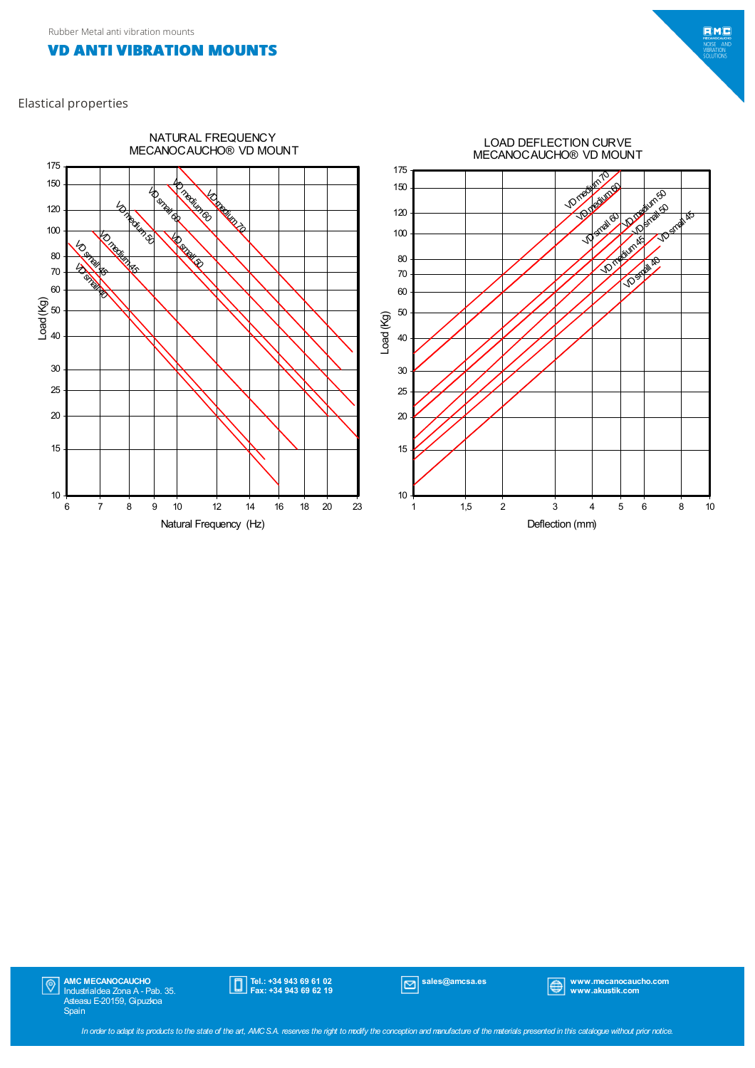Rubber Metal anti vibration mounts

# VD ANTI VIBRATION MOUNTS

## Elastical properties

NATURAL FREQUENCY
MECANOCAUCHO® VD MOUNT

Load (Kg)

175
150
120
100
80
70
60
50
40
30
25
20
15
10

6
7
8
9
10
12
14
16
18
20
23

Natural Frequency (Hz)

VD small 40
VD small 45
VD medium 45
VD medium 50
VD small 50
VD small 60
VD medium 60
VD medium 70

LOAD DEFLECTION CURVE
MECANOCAUCHO® VD MOUNT

Load (Kg)

175
150
120
100
80
70
60
50
40
30
25
20
15
10

1
1,5
2
3
4
5
6
8
10

Deflection (mm)

VD medium 70
VD medium 60
VD small 60
VD medium 50
VD small 50
VD small 45
VD medium 45
VD small 40

**AMC MECANOCAUCHO**
Industrialdea Zona A - Pab. 35.
Asteasu E-20159, Gipuzkoa
Spain

**Tel.: +34 943 69 61 02**
**Fax: +34 943 69 62 19**

**sales@amcsa.es**

**www.mecanocaucho.com**
**www.akustik.com**

*In order to adapt its products to the state of the art, AMC S.A. reserves the right to modify the conception and manufacture of the materials presented in this catalogue without prior notice.*